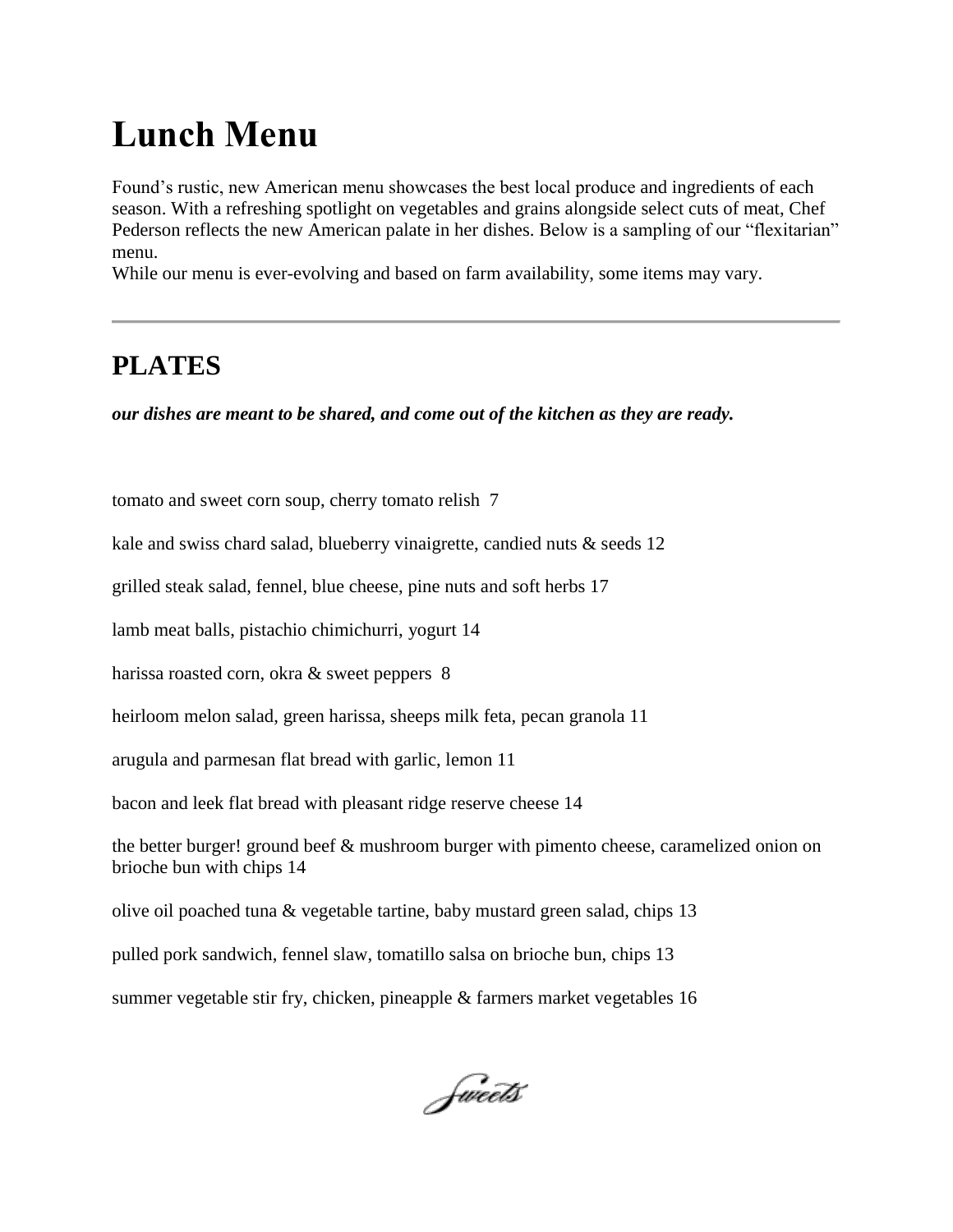# Lunch Menu

Found's rustic, new American menu showcases the best local produce and ingredients of each season. With a refreshing spotlight on vegetables and grains alongside select cuts of meat, Chef Pederson reflects the new American palate in her dishes. Below is a sampling of our "flexitarian" menu.
While our menu is ever-evolving and based on farm availability, some items may vary.

---

## PLATES

***our dishes are meant to be shared, and come out of the kitchen as they are ready.***

tomato and sweet corn soup, cherry tomato relish 7

kale and swiss chard salad, blueberry vinaigrette, candied nuts & seeds 12

grilled steak salad, fennel, blue cheese, pine nuts and soft herbs 17

lamb meat balls, pistachio chimichurri, yogurt 14

harissa roasted corn, okra & sweet peppers 8

heirloom melon salad, green harissa, sheeps milk feta, pecan granola 11

arugula and parmesan flat bread with garlic, lemon 11

bacon and leek flat bread with pleasant ridge reserve cheese 14

the better burger! ground beef & mushroom burger with pimento cheese, caramelized onion on brioche bun with chips 14

olive oil poached tuna & vegetable tartine, baby mustard green salad, chips 13

pulled pork sandwich, fennel slaw, tomatillo salsa on brioche bun, chips 13

summer vegetable stir fry, chicken, pineapple & farmers market vegetables 16

Sweets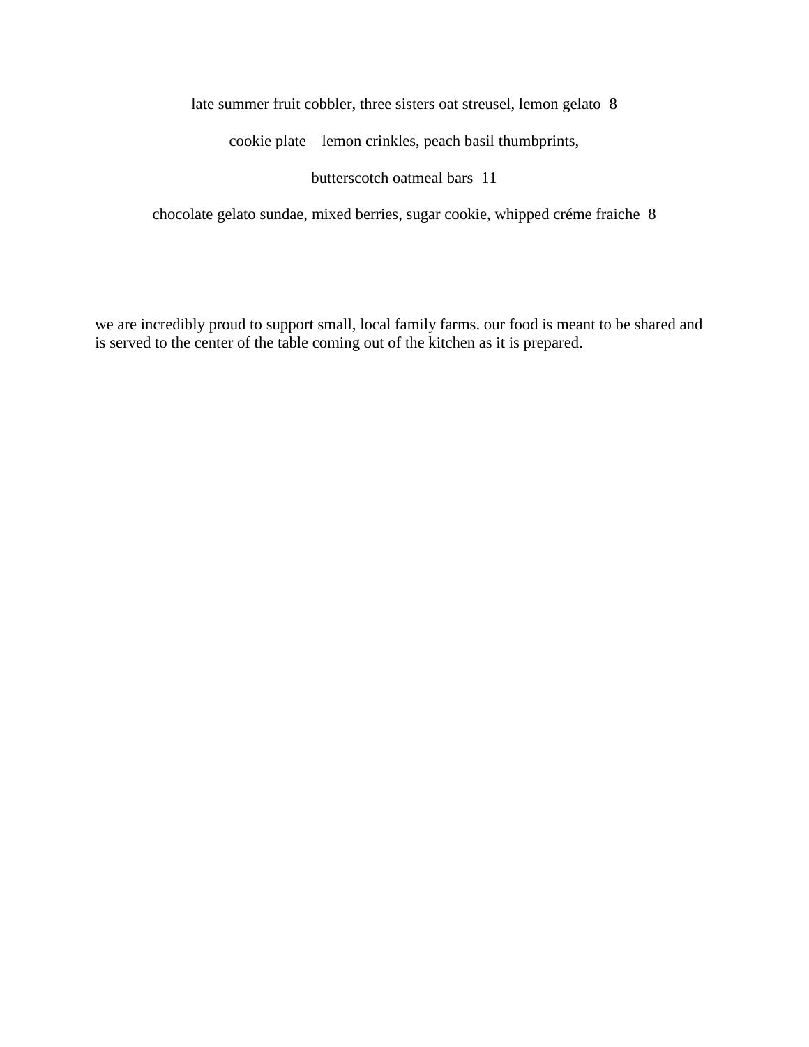late summer fruit cobbler, three sisters oat streusel, lemon gelato  8

cookie plate – lemon crinkles, peach basil thumbprints,

butterscotch oatmeal bars  11

chocolate gelato sundae, mixed berries, sugar cookie, whipped créme fraiche  8

we are incredibly proud to support small, local family farms. our food is meant to be shared and is served to the center of the table coming out of the kitchen as it is prepared.